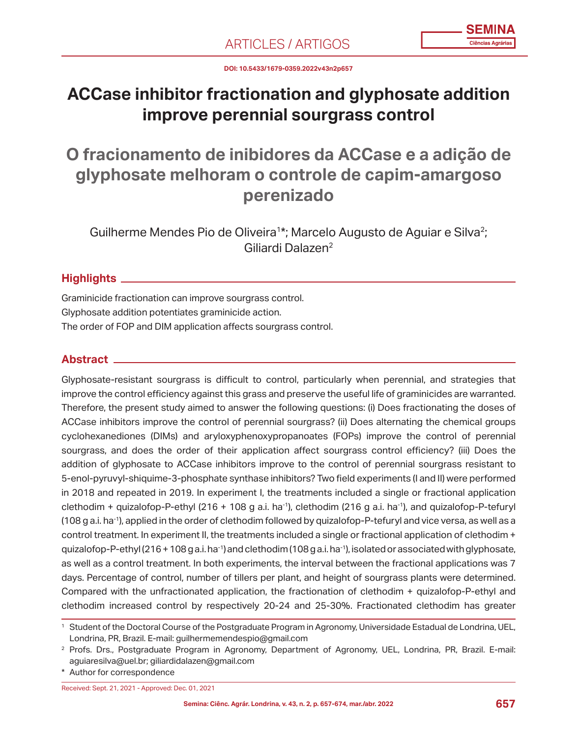ARTICLES / ARTIGOS

DOI: 10.5433/1679-0359.2022v43n2p657

# ACCase inhibitor fractionation and glyphosate addition improve perennial sourgrass control

# O fracionamento de inibidores da ACCase e a adição de glyphosate melhoram o controle de capim-amargoso perenizado

Guilherme Mendes Pio de Oliveira[1]*; Marcelo Augusto de Aguiar e Silva[2]; Giliardi Dalazen[2]

## Highlights

Graminicide fractionation can improve sourgrass control.
Glyphosate addition potentiates graminicide action.
The order of FOP and DIM application affects sourgrass control.

## Abstract

Glyphosate-resistant sourgrass is difficult to control, particularly when perennial, and strategies that improve the control efficiency against this grass and preserve the useful life of graminicides are warranted. Therefore, the present study aimed to answer the following questions: (i) Does fractionating the doses of ACCase inhibitors improve the control of perennial sourgrass? (ii) Does alternating the chemical groups cyclohexanediones (DIMs) and aryloxyphenoxypropanoates (FOPs) improve the control of perennial sourgrass, and does the order of their application affect sourgrass control efficiency? (iii) Does the addition of glyphosate to ACCase inhibitors improve to the control of perennial sourgrass resistant to 5-enol-pyruvyl-shiquime-3-phosphate synthase inhibitors? Two field experiments (I and II) were performed in 2018 and repeated in 2019. In experiment I, the treatments included a single or fractional application clethodim + quizalofop-P-ethyl (216 + 108 g a.i. ha$^{-1}$), clethodim (216 g a.i. ha$^{-1}$), and quizalofop-P-tefuryl (108 g a.i. ha$^{-1}$), applied in the order of clethodim followed by quizalofop-P-tefuryl and vice versa, as well as a control treatment. In experiment II, the treatments included a single or fractional application of clethodim + quizalofop-P-ethyl (216 + 108 g a.i. ha$^{-1}$) and clethodim (108 g a.i. ha$^{-1}$), isolated or associated with glyphosate, as well as a control treatment. In both experiments, the interval between the fractional applications was 7 days. Percentage of control, number of tillers per plant, and height of sourgrass plants were determined. Compared with the unfractionated application, the fractionation of clethodim + quizalofop-P-ethyl and clethodim increased control by respectively 20-24 and 25-30%. Fractionated clethodim has greater

[1] Student of the Doctoral Course of the Postgraduate Program in Agronomy, Universidade Estadual de Londrina, UEL, Londrina, PR, Brazil. E-mail: guilhermemendespio@gmail.com

[2] Profs. Drs., Postgraduate Program in Agronomy, Department of Agronomy, UEL, Londrina, PR, Brazil. E-mail: aguiaresilva@uel.br; giliardidalazen@gmail.com

\* Author for correspondence

Received: Sept. 21, 2021 - Approved: Dec. 01, 2021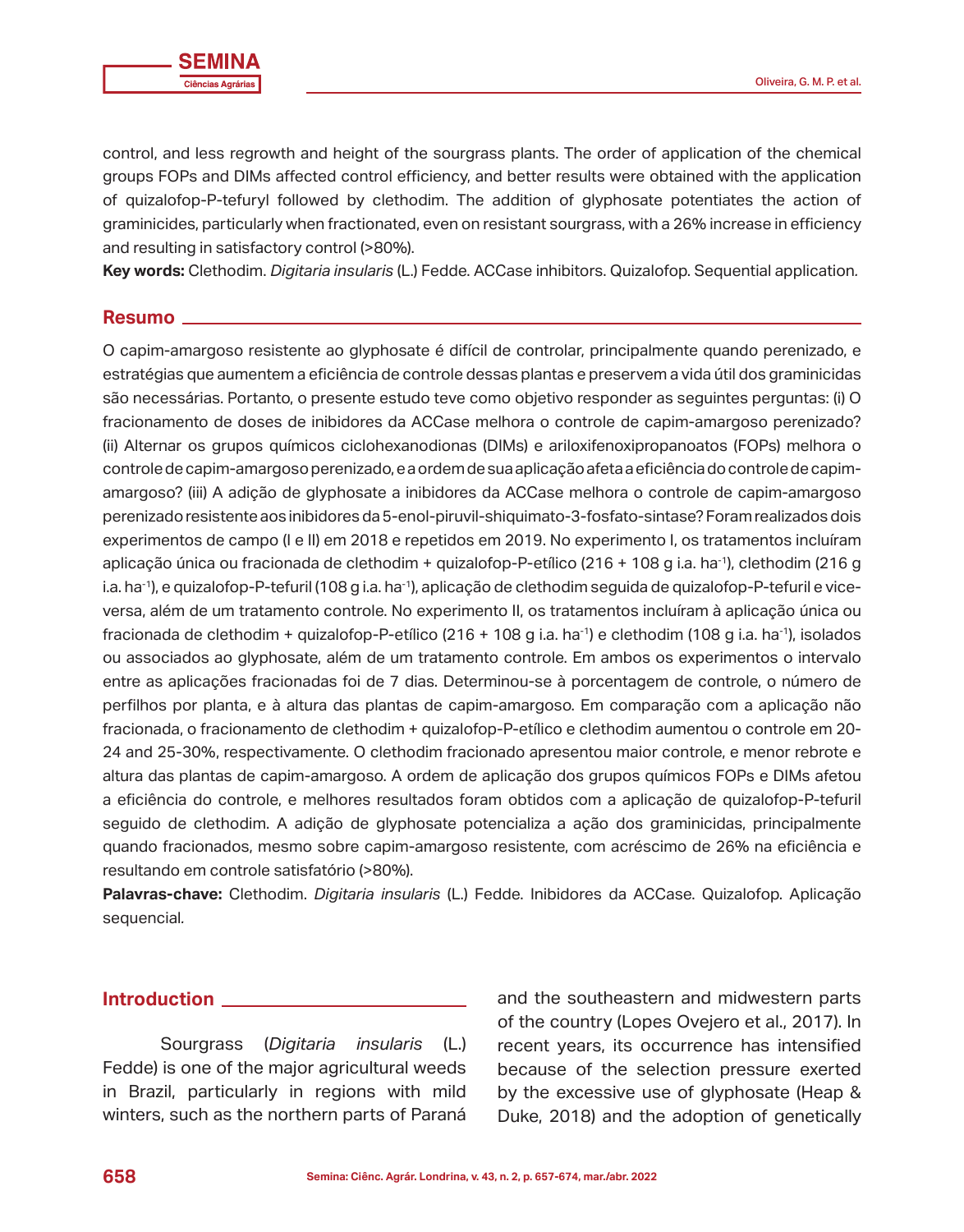control, and less regrowth and height of the sourgrass plants. The order of application of the chemical groups FOPs and DIMs affected control efficiency, and better results were obtained with the application of quizalofop-P-tefuryl followed by clethodim. The addition of glyphosate potentiates the action of graminicides, particularly when fractionated, even on resistant sourgrass, with a 26% increase in efficiency and resulting in satisfactory control (>80%).

**Key words:** Clethodim. *Digitaria insularis* (L.) Fedde. ACCase inhibitors. Quizalofop. Sequential application.

## Resumo

O capim-amargoso resistente ao glyphosate é difícil de controlar, principalmente quando perenizado, e estratégias que aumentem a eficiência de controle dessas plantas e preservem a vida útil dos graminicidas são necessárias. Portanto, o presente estudo teve como objetivo responder as seguintes perguntas: (i) O fracionamento de doses de inibidores da ACCase melhora o controle de capim-amargoso perenizado? (ii) Alternar os grupos químicos ciclohexanodionas (DIMs) e ariloxifenoxipropanoatos (FOPs) melhora o controle de capim-amargoso perenizado, e a ordem de sua aplicação afeta a eficiência do controle de capim-amargoso? (iii) A adição de glyphosate a inibidores da ACCase melhora o controle de capim-amargoso perenizado resistente aos inibidores da 5-enol-piruvil-shiquimato-3-fosfato-sintase? Foram realizados dois experimentos de campo (I e II) em 2018 e repetidos em 2019. No experimento I, os tratamentos incluíram aplicação única ou fracionada de clethodim + quizalofop-P-etílico (216 + 108 g i.a. ha$^{-1}$), clethodim (216 g i.a. ha$^{-1}$), e quizalofop-P-tefuril (108 g i.a. ha$^{-1}$), aplicação de clethodim seguida de quizalofop-P-tefuril e vice-versa, além de um tratamento controle. No experimento II, os tratamentos incluíram à aplicação única ou fracionada de clethodim + quizalofop-P-etílico (216 + 108 g i.a. ha$^{-1}$) e clethodim (108 g i.a. ha$^{-1}$), isolados ou associados ao glyphosate, além de um tratamento controle. Em ambos os experimentos o intervalo entre as aplicações fracionadas foi de 7 dias. Determinou-se à porcentagem de controle, o número de perfilhos por planta, e à altura das plantas de capim-amargoso. Em comparação com a aplicação não fracionada, o fracionamento de clethodim + quizalofop-P-etílico e clethodim aumentou o controle em 20-24 and 25-30%, respectivamente. O clethodim fracionado apresentou maior controle, e menor rebrote e altura das plantas de capim-amargoso. A ordem de aplicação dos grupos químicos FOPs e DIMs afetou a eficiência do controle, e melhores resultados foram obtidos com a aplicação de quizalofop-P-tefuril seguido de clethodim. A adição de glyphosate potencializa a ação dos graminicidas, principalmente quando fracionados, mesmo sobre capim-amargoso resistente, com acréscimo de 26% na eficiência e resultando em controle satisfatório (>80%).

**Palavras-chave:** Clethodim. *Digitaria insularis* (L.) Fedde. Inibidores da ACCase. Quizalofop. Aplicação sequencial.

## Introduction

Sourgrass (*Digitaria insularis* (L.) Fedde) is one of the major agricultural weeds in Brazil, particularly in regions with mild winters, such as the northern parts of Paraná and the southeastern and midwestern parts of the country (Lopes Ovejero et al., 2017). In recent years, its occurrence has intensified because of the selection pressure exerted by the excessive use of glyphosate (Heap & Duke, 2018) and the adoption of genetically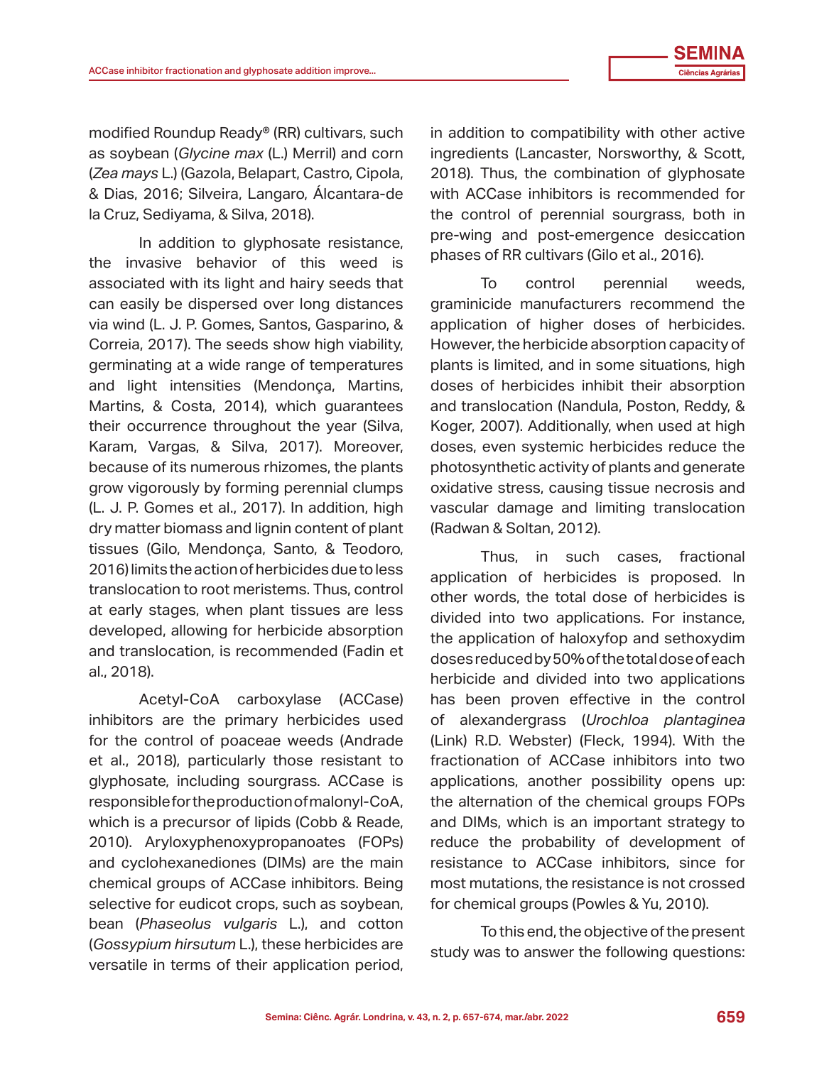modified Roundup Ready® (RR) cultivars, such as soybean (*Glycine max* (L.) Merril) and corn (*Zea mays* L.) (Gazola, Belapart, Castro, Cipola, & Dias, 2016; Silveira, Langaro, Álcantara-de la Cruz, Sediyama, & Silva, 2018).

In addition to glyphosate resistance, the invasive behavior of this weed is associated with its light and hairy seeds that can easily be dispersed over long distances via wind (L. J. P. Gomes, Santos, Gasparino, & Correia, 2017). The seeds show high viability, germinating at a wide range of temperatures and light intensities (Mendonça, Martins, Martins, & Costa, 2014), which guarantees their occurrence throughout the year (Silva, Karam, Vargas, & Silva, 2017). Moreover, because of its numerous rhizomes, the plants grow vigorously by forming perennial clumps (L. J. P. Gomes et al., 2017). In addition, high dry matter biomass and lignin content of plant tissues (Gilo, Mendonça, Santo, & Teodoro, 2016) limits the action of herbicides due to less translocation to root meristems. Thus, control at early stages, when plant tissues are less developed, allowing for herbicide absorption and translocation, is recommended (Fadin et al., 2018).

Acetyl-CoA carboxylase (ACCase) inhibitors are the primary herbicides used for the control of poaceae weeds (Andrade et al., 2018), particularly those resistant to glyphosate, including sourgrass. ACCase is responsible for the production of malonyl-CoA, which is a precursor of lipids (Cobb & Reade, 2010). Aryloxyphenoxypropanoates (FOPs) and cyclohexanediones (DIMs) are the main chemical groups of ACCase inhibitors. Being selective for eudicot crops, such as soybean, bean (*Phaseolus vulgaris* L.), and cotton (*Gossypium hirsutum* L.), these herbicides are versatile in terms of their application period, in addition to compatibility with other active ingredients (Lancaster, Norsworthy, & Scott, 2018). Thus, the combination of glyphosate with ACCase inhibitors is recommended for the control of perennial sourgrass, both in pre-wing and post-emergence desiccation phases of RR cultivars (Gilo et al., 2016).

To control perennial weeds, graminicide manufacturers recommend the application of higher doses of herbicides. However, the herbicide absorption capacity of plants is limited, and in some situations, high doses of herbicides inhibit their absorption and translocation (Nandula, Poston, Reddy, & Koger, 2007). Additionally, when used at high doses, even systemic herbicides reduce the photosynthetic activity of plants and generate oxidative stress, causing tissue necrosis and vascular damage and limiting translocation (Radwan & Soltan, 2012).

Thus, in such cases, fractional application of herbicides is proposed. In other words, the total dose of herbicides is divided into two applications. For instance, the application of haloxyfop and sethoxydim doses reduced by 50% of the total dose of each herbicide and divided into two applications has been proven effective in the control of alexandergrass (*Urochloa plantaginea* (Link) R.D. Webster) (Fleck, 1994). With the fractionation of ACCase inhibitors into two applications, another possibility opens up: the alternation of the chemical groups FOPs and DIMs, which is an important strategy to reduce the probability of development of resistance to ACCase inhibitors, since for most mutations, the resistance is not crossed for chemical groups (Powles & Yu, 2010).

To this end, the objective of the present study was to answer the following questions: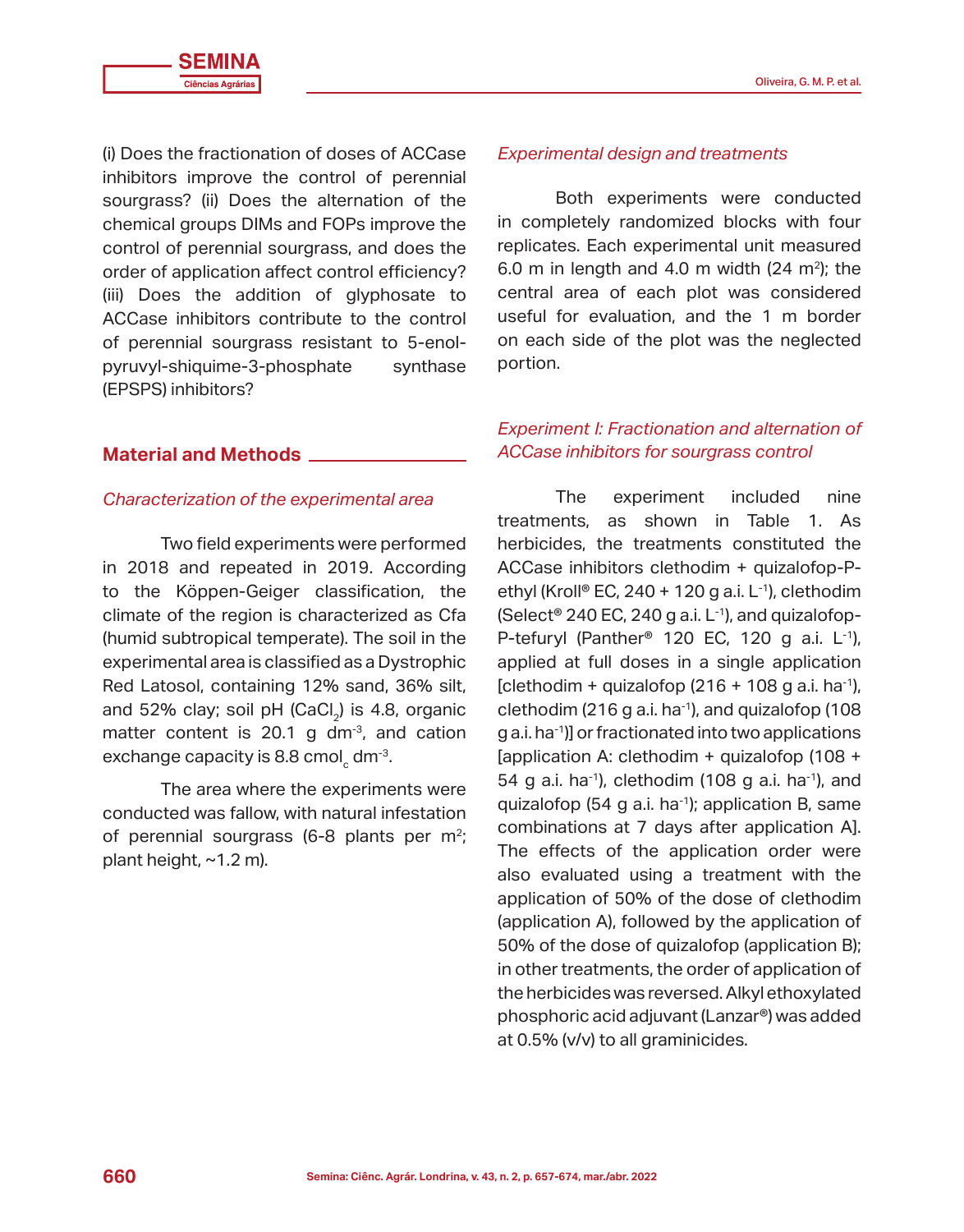(i) Does the fractionation of doses of ACCase inhibitors improve the control of perennial sourgrass? (ii) Does the alternation of the chemical groups DIMs and FOPs improve the control of perennial sourgrass, and does the order of application affect control efficiency? (iii) Does the addition of glyphosate to ACCase inhibitors contribute to the control of perennial sourgrass resistant to 5-enol-pyruvyl-shiquime-3-phosphate synthase (EPSPS) inhibitors?

## Material and Methods

### *Characterization of the experimental area*

Two field experiments were performed in 2018 and repeated in 2019. According to the Köppen-Geiger classification, the climate of the region is characterized as Cfa (humid subtropical temperate). The soil in the experimental area is classified as a Dystrophic Red Latosol, containing 12% sand, 36% silt, and 52% clay; soil pH ($CaCl_2$) is 4.8, organic matter content is 20.1 g $dm^{-3}$, and cation exchange capacity is 8.8 $cmol_c$ $dm^{-3}$.

The area where the experiments were conducted was fallow, with natural infestation of perennial sourgrass (6-8 plants per $m^2$; plant height, ~1.2 m).

### *Experimental design and treatments*

Both experiments were conducted in completely randomized blocks with four replicates. Each experimental unit measured 6.0 m in length and 4.0 m width (24 $m^2$); the central area of each plot was considered useful for evaluation, and the 1 m border on each side of the plot was the neglected portion.

### *Experiment I: Fractionation and alternation of ACCase inhibitors for sourgrass control*

The experiment included nine treatments, as shown in Table 1. As herbicides, the treatments constituted the ACCase inhibitors clethodim + quizalofop-P-ethyl (Kroll® EC, 240 + 120 g a.i. $L^{-1}$), clethodim (Select® 240 EC, 240 g a.i. $L^{-1}$), and quizalofop-P-tefuryl (Panther® 120 EC, 120 g a.i. $L^{-1}$), applied at full doses in a single application [clethodim + quizalofop (216 + 108 g a.i. $ha^{-1}$), clethodim (216 g a.i. $ha^{-1}$), and quizalofop (108 g a.i. $ha^{-1}$)] or fractionated into two applications [application A: clethodim + quizalofop (108 + 54 g a.i. $ha^{-1}$), clethodim (108 g a.i. $ha^{-1}$), and quizalofop (54 g a.i. $ha^{-1}$); application B, same combinations at 7 days after application A]. The effects of the application order were also evaluated using a treatment with the application of 50% of the dose of clethodim (application A), followed by the application of 50% of the dose of quizalofop (application B); in other treatments, the order of application of the herbicides was reversed. Alkyl ethoxylated phosphoric acid adjuvant (Lanzar®) was added at 0.5% (v/v) to all graminicides.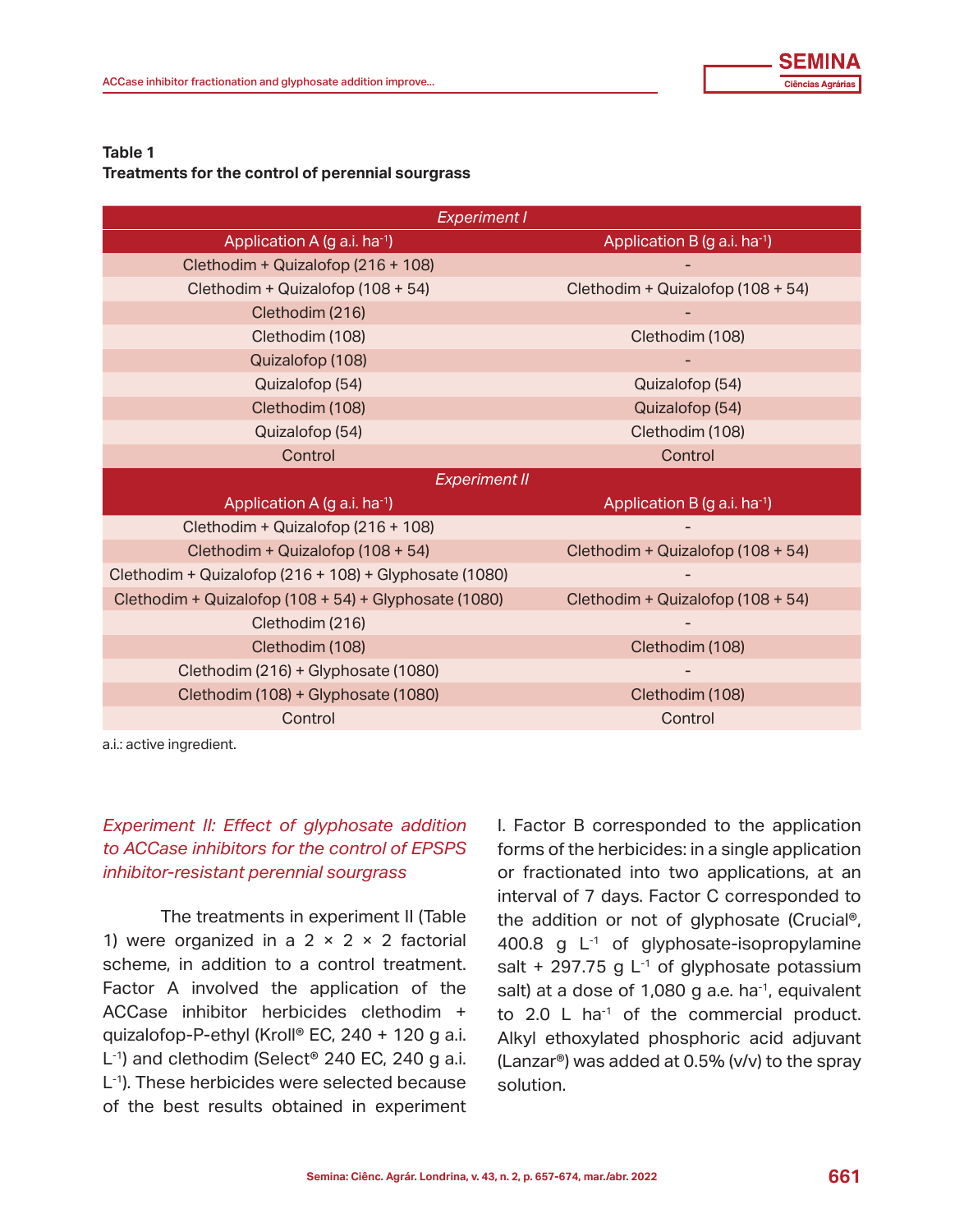**Table 1**
**Treatments for the control of perennial sourgrass**

| Application A (g a.i. ha$^{-1}$) | Application B (g a.i. ha$^{-1}$) |
|---|---|
| *Experiment I* | |
| Clethodim + Quizalofop (216 + 108) | - |
| Clethodim + Quizalofop (108 + 54) | Clethodim + Quizalofop (108 + 54) |
| Clethodim (216) | - |
| Clethodim (108) | Clethodim (108) |
| Quizalofop (108) | - |
| Quizalofop (54) | Quizalofop (54) |
| Clethodim (108) | Quizalofop (54) |
| Quizalofop (54) | Clethodim (108) |
| Control | Control |
| *Experiment II* | |
| Clethodim + Quizalofop (216 + 108) | - |
| Clethodim + Quizalofop (108 + 54) | Clethodim + Quizalofop (108 + 54) |
| Clethodim + Quizalofop (216 + 108) + Glyphosate (1080) | - |
| Clethodim + Quizalofop (108 + 54) + Glyphosate (1080) | Clethodim + Quizalofop (108 + 54) |
| Clethodim (216) | - |
| Clethodim (108) | Clethodim (108) |
| Clethodim (216) + Glyphosate (1080) | - |
| Clethodim (108) + Glyphosate (1080) | Clethodim (108) |
| Control | Control |

a.i.: active ingredient.

*Experiment II: Effect of glyphosate addition to ACCase inhibitors for the control of EPSPS inhibitor-resistant perennial sourgrass*

The treatments in experiment II (Table 1) were organized in a 2 × 2 × 2 factorial scheme, in addition to a control treatment. Factor A involved the application of the ACCase inhibitor herbicides clethodim + quizalofop-P-ethyl (Kroll® EC, 240 + 120 g a.i. L$^{-1}$) and clethodim (Select® 240 EC, 240 g a.i. L$^{-1}$). These herbicides were selected because of the best results obtained in experiment I. Factor B corresponded to the application forms of the herbicides: in a single application or fractionated into two applications, at an interval of 7 days. Factor C corresponded to the addition or not of glyphosate (Crucial®, 400.8 g L$^{-1}$ of glyphosate-isopropylamine salt + 297.75 g L$^{-1}$ of glyphosate potassium salt) at a dose of 1,080 g a.e. ha$^{-1}$, equivalent to 2.0 L ha$^{-1}$ of the commercial product. Alkyl ethoxylated phosphoric acid adjuvant (Lanzar®) was added at 0.5% (v/v) to the spray solution.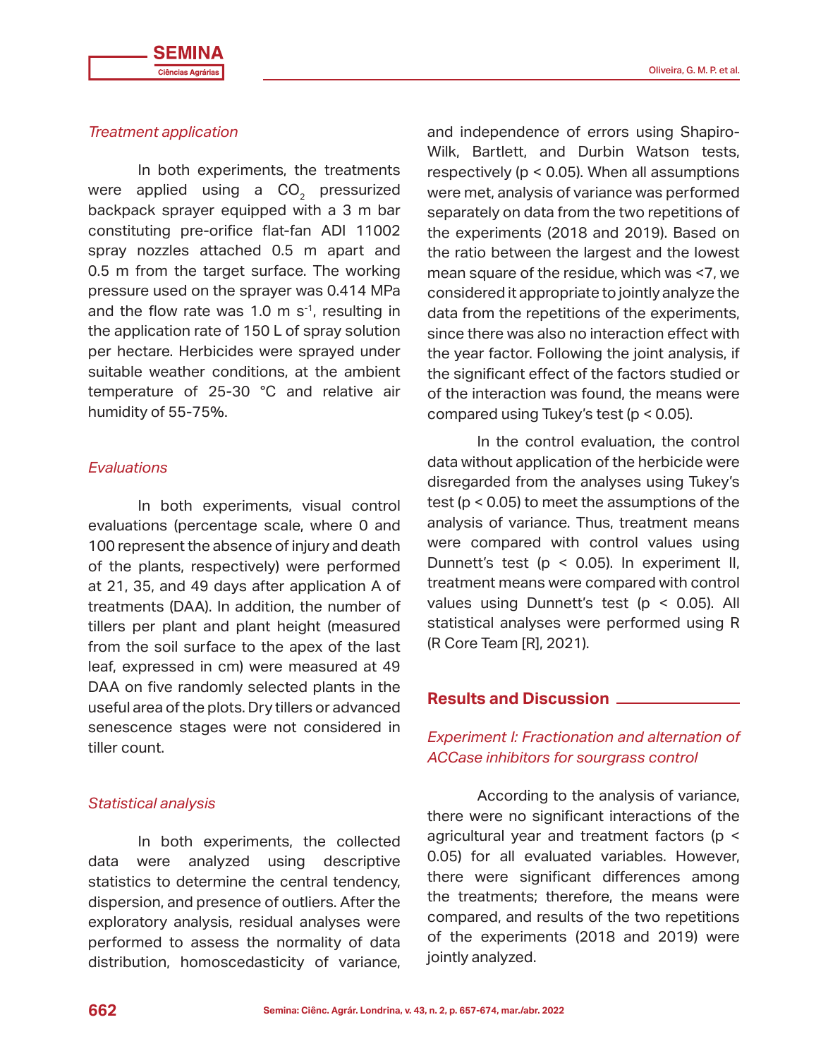*Treatment application*

In both experiments, the treatments were applied using a $CO_2$ pressurized backpack sprayer equipped with a 3 m bar constituting pre-orifice flat-fan ADI 11002 spray nozzles attached 0.5 m apart and 0.5 m from the target surface. The working pressure used on the sprayer was 0.414 MPa and the flow rate was 1.0 m $s^{-1}$, resulting in the application rate of 150 L of spray solution per hectare. Herbicides were sprayed under suitable weather conditions, at the ambient temperature of 25-30 °C and relative air humidity of 55-75%.

*Evaluations*

In both experiments, visual control evaluations (percentage scale, where 0 and 100 represent the absence of injury and death of the plants, respectively) were performed at 21, 35, and 49 days after application A of treatments (DAA). In addition, the number of tillers per plant and plant height (measured from the soil surface to the apex of the last leaf, expressed in cm) were measured at 49 DAA on five randomly selected plants in the useful area of the plots. Dry tillers or advanced senescence stages were not considered in tiller count.

*Statistical analysis*

In both experiments, the collected data were analyzed using descriptive statistics to determine the central tendency, dispersion, and presence of outliers. After the exploratory analysis, residual analyses were performed to assess the normality of data distribution, homoscedasticity of variance, and independence of errors using Shapiro-Wilk, Bartlett, and Durbin Watson tests, respectively ($p < 0.05$). When all assumptions were met, analysis of variance was performed separately on data from the two repetitions of the experiments (2018 and 2019). Based on the ratio between the largest and the lowest mean square of the residue, which was <7, we considered it appropriate to jointly analyze the data from the repetitions of the experiments, since there was also no interaction effect with the year factor. Following the joint analysis, if the significant effect of the factors studied or of the interaction was found, the means were compared using Tukey's test ($p < 0.05$).

In the control evaluation, the control data without application of the herbicide were disregarded from the analyses using Tukey's test ($p < 0.05$) to meet the assumptions of the analysis of variance. Thus, treatment means were compared with control values using Dunnett's test ($p < 0.05$). In experiment II, treatment means were compared with control values using Dunnett's test ($p < 0.05$). All statistical analyses were performed using R (R Core Team [R], 2021).

## Results and Discussion

*Experiment I: Fractionation and alternation of ACCase inhibitors for sourgrass control*

According to the analysis of variance, there were no significant interactions of the agricultural year and treatment factors ($p < 0.05$) for all evaluated variables. However, there were significant differences among the treatments; therefore, the means were compared, and results of the two repetitions of the experiments (2018 and 2019) were jointly analyzed.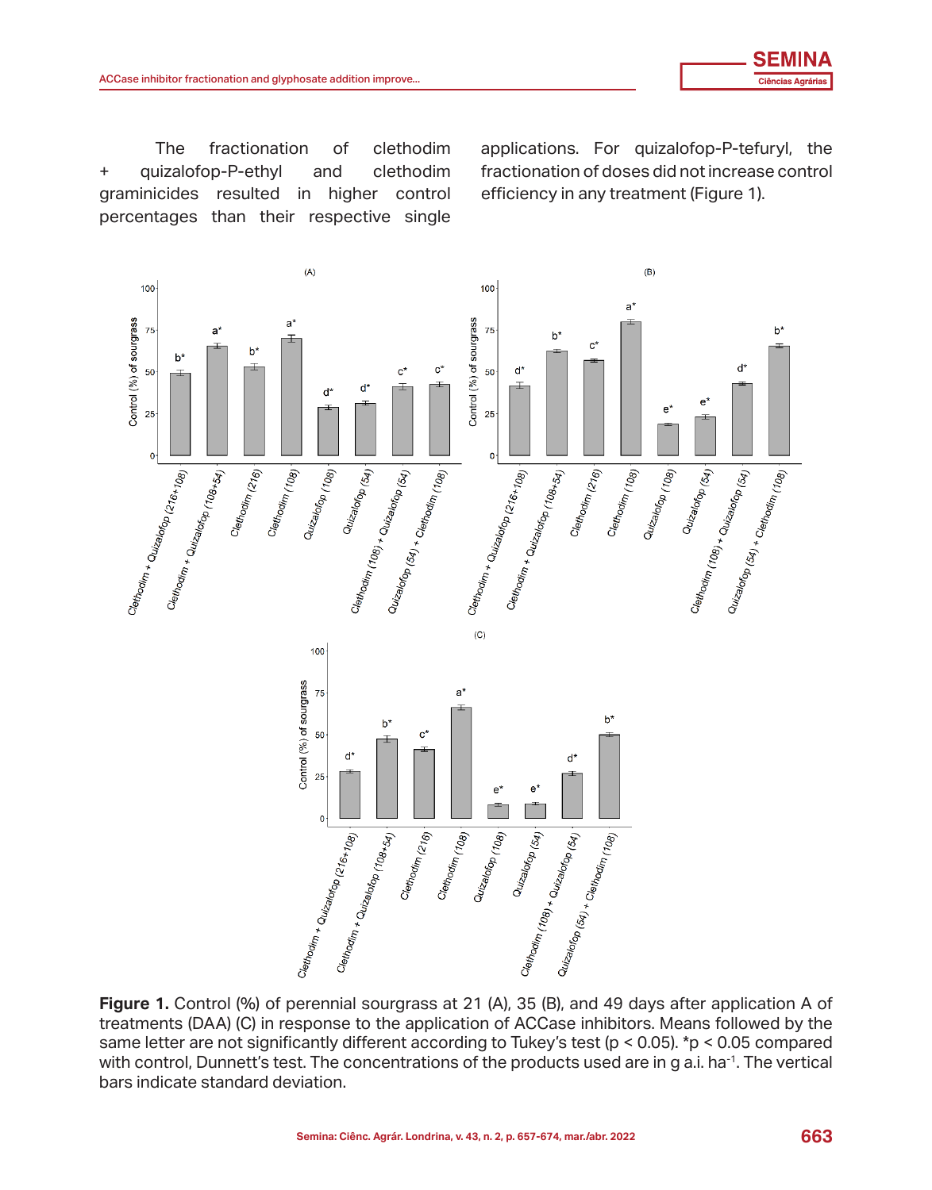The fractionation of clethodim + quizalofop-P-ethyl and clethodim graminicides resulted in higher control percentages than their respective single applications. For quizalofop-P-tefuryl, the fractionation of doses did not increase control efficiency in any treatment (Figure 1).

**Figure 1.** Control (%) of perennial sourgrass at 21 (A), 35 (B), and 49 days after application A of treatments (DAA) (C) in response to the application of ACCase inhibitors. Means followed by the same letter are not significantly different according to Tukey's test ($p < 0.05$). *$p < 0.05$ compared with control, Dunnett's test. The concentrations of the products used are in g a.i. $ha^{-1}$. The vertical bars indicate standard deviation.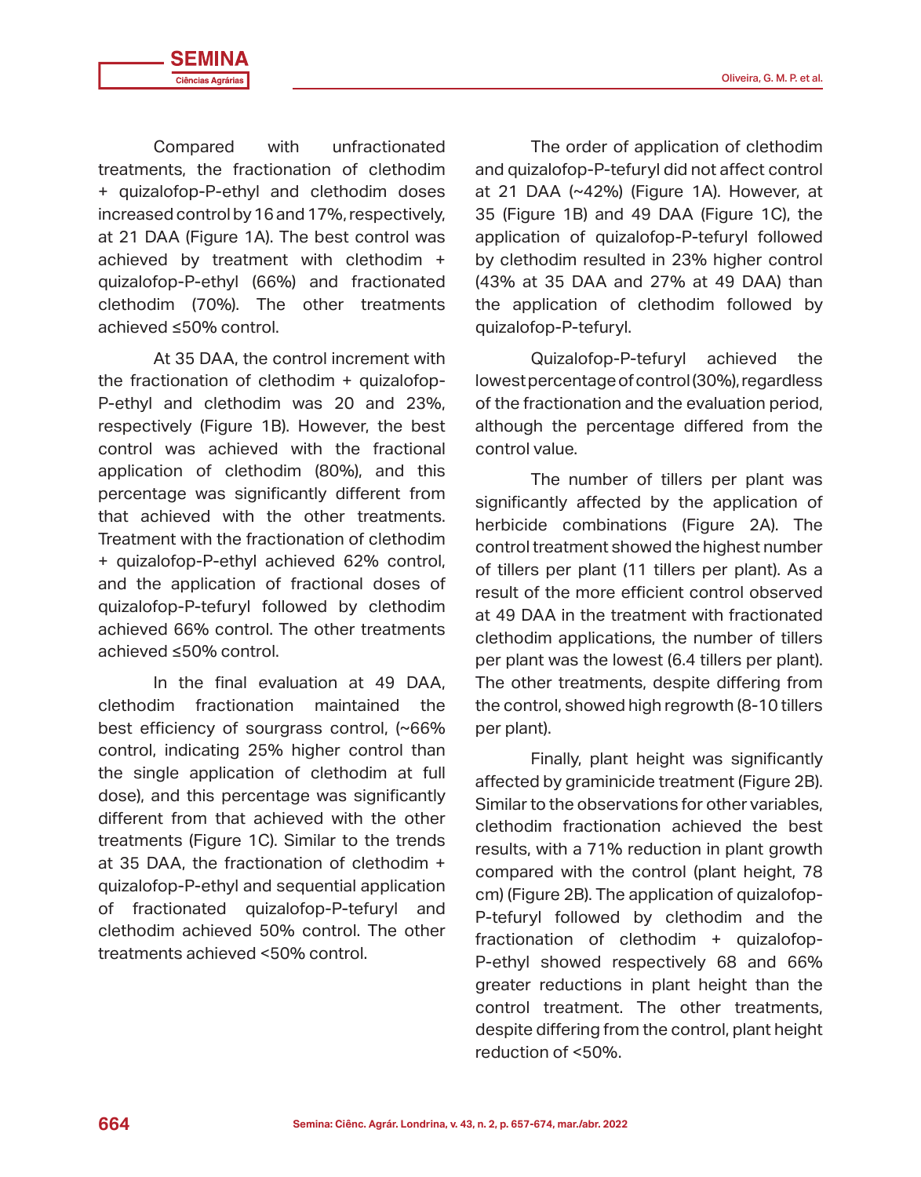Compared with unfractionated treatments, the fractionation of clethodim + quizalofop-P-ethyl and clethodim doses increased control by 16 and 17%, respectively, at 21 DAA (Figure 1A). The best control was achieved by treatment with clethodim + quizalofop-P-ethyl (66%) and fractionated clethodim (70%). The other treatments achieved ≤50% control.

At 35 DAA, the control increment with the fractionation of clethodim + quizalofop-P-ethyl and clethodim was 20 and 23%, respectively (Figure 1B). However, the best control was achieved with the fractional application of clethodim (80%), and this percentage was significantly different from that achieved with the other treatments. Treatment with the fractionation of clethodim + quizalofop-P-ethyl achieved 62% control, and the application of fractional doses of quizalofop-P-tefuryl followed by clethodim achieved 66% control. The other treatments achieved ≤50% control.

In the final evaluation at 49 DAA, clethodim fractionation maintained the best efficiency of sourgrass control, (~66% control, indicating 25% higher control than the single application of clethodim at full dose), and this percentage was significantly different from that achieved with the other treatments (Figure 1C). Similar to the trends at 35 DAA, the fractionation of clethodim + quizalofop-P-ethyl and sequential application of fractionated quizalofop-P-tefuryl and clethodim achieved 50% control. The other treatments achieved <50% control.

The order of application of clethodim and quizalofop-P-tefuryl did not affect control at 21 DAA (~42%) (Figure 1A). However, at 35 (Figure 1B) and 49 DAA (Figure 1C), the application of quizalofop-P-tefuryl followed by clethodim resulted in 23% higher control (43% at 35 DAA and 27% at 49 DAA) than the application of clethodim followed by quizalofop-P-tefuryl.

Quizalofop-P-tefuryl achieved the lowest percentage of control (30%), regardless of the fractionation and the evaluation period, although the percentage differed from the control value.

The number of tillers per plant was significantly affected by the application of herbicide combinations (Figure 2A). The control treatment showed the highest number of tillers per plant (11 tillers per plant). As a result of the more efficient control observed at 49 DAA in the treatment with fractionated clethodim applications, the number of tillers per plant was the lowest (6.4 tillers per plant). The other treatments, despite differing from the control, showed high regrowth (8-10 tillers per plant).

Finally, plant height was significantly affected by graminicide treatment (Figure 2B). Similar to the observations for other variables, clethodim fractionation achieved the best results, with a 71% reduction in plant growth compared with the control (plant height, 78 cm) (Figure 2B). The application of quizalofop-P-tefuryl followed by clethodim and the fractionation of clethodim + quizalofop-P-ethyl showed respectively 68 and 66% greater reductions in plant height than the control treatment. The other treatments, despite differing from the control, plant height reduction of <50%.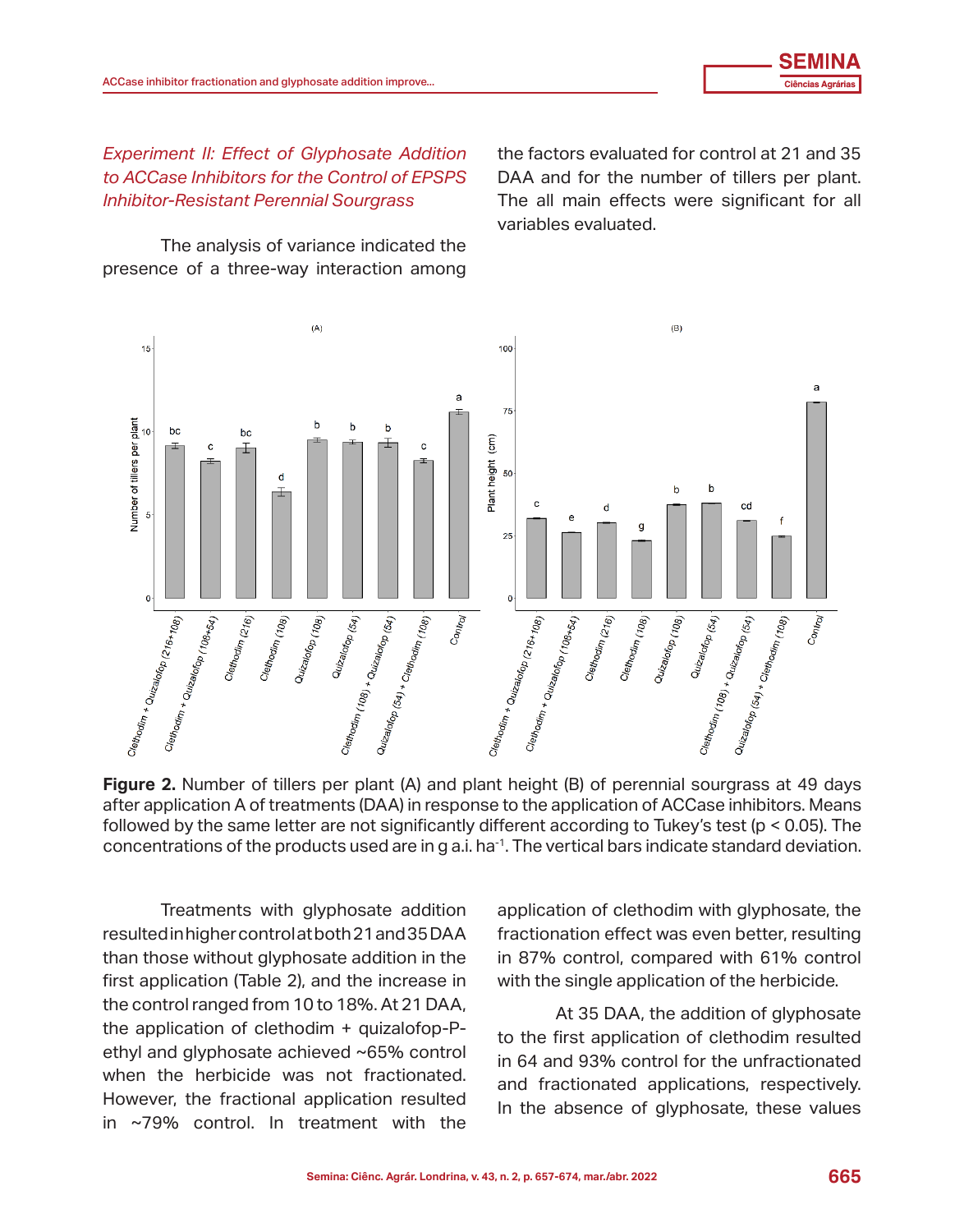*Experiment II: Effect of Glyphosate Addition to ACCase Inhibitors for the Control of EPSPS Inhibitor-Resistant Perennial Sourgrass*

The analysis of variance indicated the presence of a three-way interaction among the factors evaluated for control at 21 and 35 DAA and for the number of tillers per plant. The all main effects were significant for all variables evaluated.

**Figure 2.** Number of tillers per plant (A) and plant height (B) of perennial sourgrass at 49 days after application A of treatments (DAA) in response to the application of ACCase inhibitors. Means followed by the same letter are not significantly different according to Tukey's test ($p < 0.05$). The concentrations of the products used are in g a.i. ha$^{-1}$. The vertical bars indicate standard deviation.

Treatments with glyphosate addition resulted in higher control at both 21 and 35 DAA than those without glyphosate addition in the first application (Table 2), and the increase in the control ranged from 10 to 18%. At 21 DAA, the application of clethodim + quizalofop-P-ethyl and glyphosate achieved ~65% control when the herbicide was not fractionated. However, the fractional application resulted in ~79% control. In treatment with the application of clethodim with glyphosate, the fractionation effect was even better, resulting in 87% control, compared with 61% control with the single application of the herbicide.

At 35 DAA, the addition of glyphosate to the first application of clethodim resulted in 64 and 93% control for the unfractionated and fractionated applications, respectively. In the absence of glyphosate, these values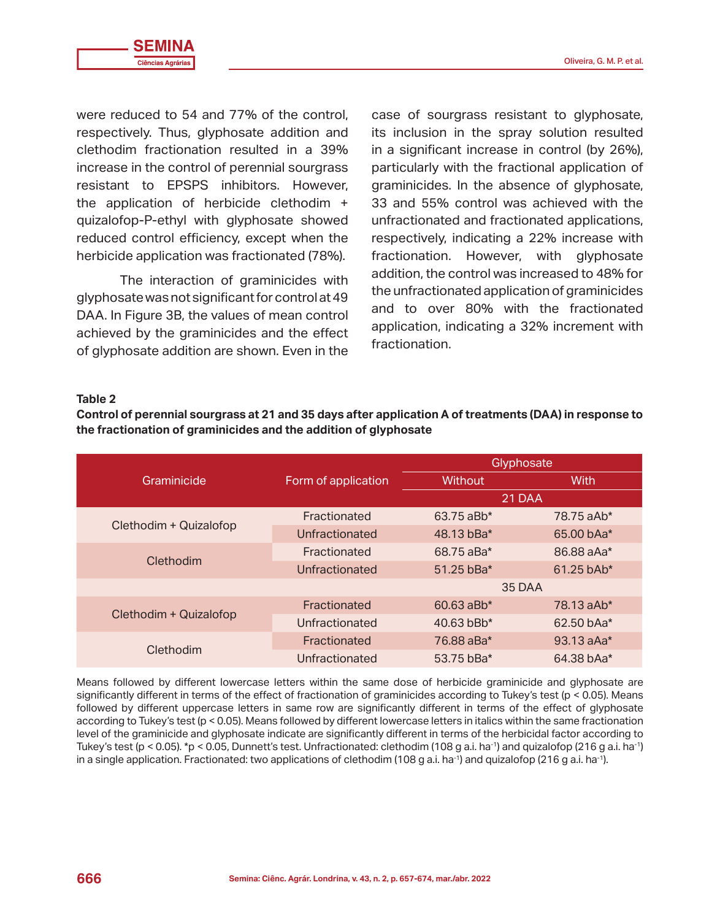were reduced to 54 and 77% of the control, respectively. Thus, glyphosate addition and clethodim fractionation resulted in a 39% increase in the control of perennial sourgrass resistant to EPSPS inhibitors. However, the application of herbicide clethodim + quizalofop-P-ethyl with glyphosate showed reduced control efficiency, except when the herbicide application was fractionated (78%).

The interaction of graminicides with glyphosate was not significant for control at 49 DAA. In Figure 3B, the values of mean control achieved by the graminicides and the effect of glyphosate addition are shown. Even in the case of sourgrass resistant to glyphosate, its inclusion in the spray solution resulted in a significant increase in control (by 26%), particularly with the fractional application of graminicides. In the absence of glyphosate, 33 and 55% control was achieved with the unfractionated and fractionated applications, respectively, indicating a 22% increase with fractionation. However, with glyphosate addition, the control was increased to 48% for the unfractionated application of graminicides and to over 80% with the fractionated application, indicating a 32% increment with fractionation.

**Table 2**

**Control of perennial sourgrass at 21 and 35 days after application A of treatments (DAA) in response to the fractionation of graminicides and the addition of glyphosate**

| Graminicide | Form of application | Glyphosate | |
|---|---|---|---|
| | | Without | With |
| | | 21 DAA | |
| Clethodim + Quizalofop | Fractionated | 63.75 aBb* | 78.75 aAb* |
| | Unfractionated | 48.13 bBa* | 65.00 bAa* |
| Clethodim | Fractionated | 68.75 aBa* | 86.88 aAa* |
| | Unfractionated | 51.25 bBa* | 61.25 bAb* |
| | | 35 DAA | |
| Clethodim + Quizalofop | Fractionated | 60.63 aBb* | 78.13 aAb* |
| | Unfractionated | 40.63 bBb* | 62.50 bAa* |
| Clethodim | Fractionated | 76.88 aBa* | 93.13 aAa* |
| | Unfractionated | 53.75 bBa* | 64.38 bAa* |

Means followed by different lowercase letters within the same dose of herbicide graminicide and glyphosate are significantly different in terms of the effect of fractionation of graminicides according to Tukey's test ($p < 0.05$). Means followed by different uppercase letters in same row are significantly different in terms of the effect of glyphosate according to Tukey's test ($p < 0.05$). Means followed by different lowercase letters in italics within the same fractionation level of the graminicide and glyphosate indicate are significantly different in terms of the herbicidal factor according to Tukey's test ($p < 0.05$). *$p < 0.05$, Dunnett's test. Unfractionated: clethodim (108 g a.i. $ha^{-1}$) and quizalofop (216 g a.i. $ha^{-1}$) in a single application. Fractionated: two applications of clethodim (108 g a.i. $ha^{-1}$) and quizalofop (216 g a.i. $ha^{-1}$).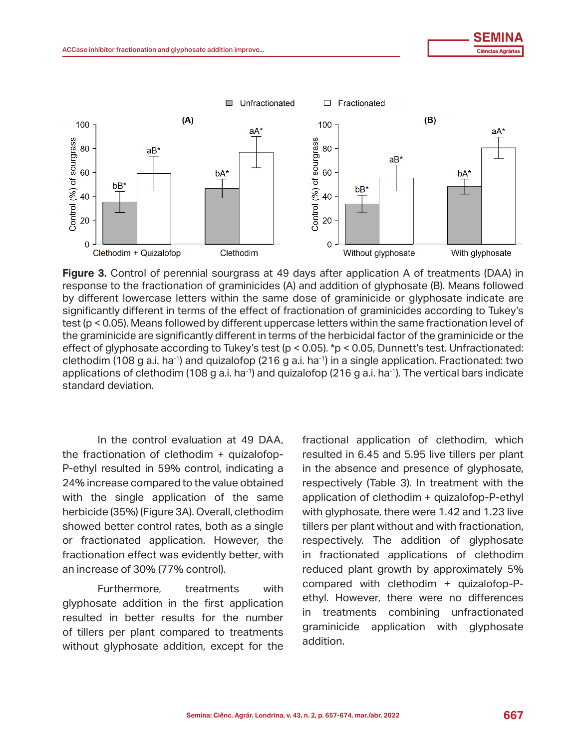**Figure 3.** Control of perennial sourgrass at 49 days after application A of treatments (DAA) in response to the fractionation of graminicides (A) and addition of glyphosate (B). Means followed by different lowercase letters within the same dose of graminicide or glyphosate indicate are significantly different in terms of the effect of fractionation of graminicides according to Tukey's test ($p < 0.05$). Means followed by different uppercase letters within the same fractionation level of the graminicide are significantly different in terms of the herbicidal factor of the graminicide or the effect of glyphosate according to Tukey's test ($p < 0.05$). *p < 0.05, Dunnett's test. Unfractionated: clethodim (108 g a.i. ha$^{-1}$) and quizalofop (216 g a.i. ha$^{-1}$) in a single application. Fractionated: two applications of clethodim (108 g a.i. ha$^{-1}$) and quizalofop (216 g a.i. ha$^{-1}$). The vertical bars indicate standard deviation.

In the control evaluation at 49 DAA, the fractionation of clethodim + quizalofop-P-ethyl resulted in 59% control, indicating a 24% increase compared to the value obtained with the single application of the same herbicide (35%) (Figure 3A). Overall, clethodim showed better control rates, both as a single or fractionated application. However, the fractionation effect was evidently better, with an increase of 30% (77% control).

Furthermore, treatments with glyphosate addition in the first application resulted in better results for the number of tillers per plant compared to treatments without glyphosate addition, except for the fractional application of clethodim, which resulted in 6.45 and 5.95 live tillers per plant in the absence and presence of glyphosate, respectively (Table 3). In treatment with the application of clethodim + quizalofop-P-ethyl with glyphosate, there were 1.42 and 1.23 live tillers per plant without and with fractionation, respectively. The addition of glyphosate in fractionated applications of clethodim reduced plant growth by approximately 5% compared with clethodim + quizalofop-P-ethyl. However, there were no differences in treatments combining unfractionated graminicide application with glyphosate addition.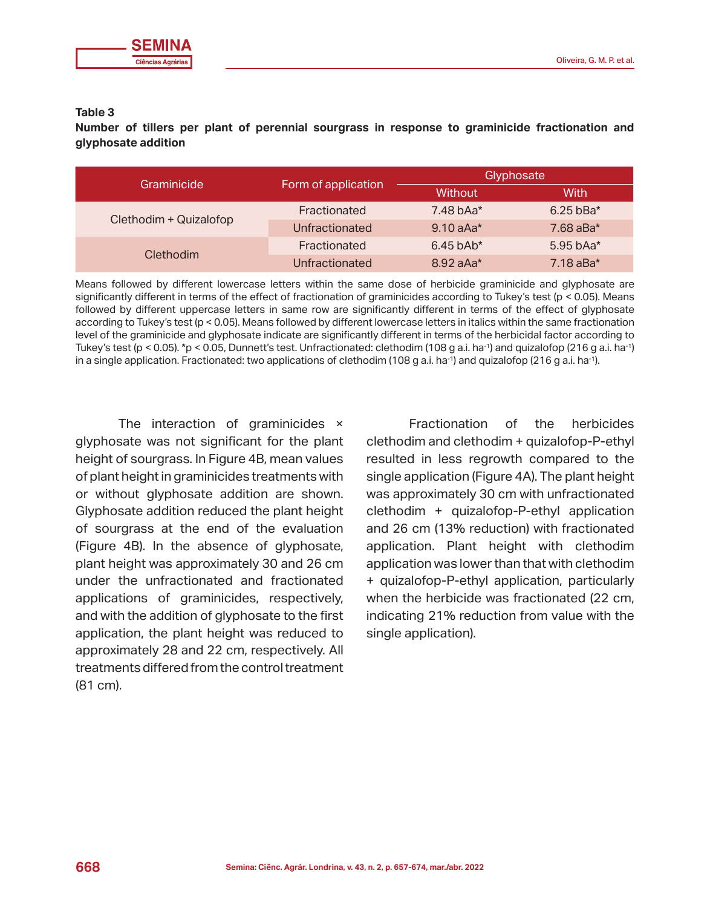**Table 3**

**Number of tillers per plant of perennial sourgrass in response to graminicide fractionation and glyphosate addition**

| Graminicide | Form of application | Glyphosate | |
|---|---|---|---|
| | | Without | With |
| Clethodim + Quizalofop | Fractionated | 7.48 bAa* | 6.25 bBa* |
| | Unfractionated | 9.10 aAa* | 7.68 aBa* |
| Clethodim | Fractionated | 6.45 bAb* | 5.95 bAa* |
| | Unfractionated | 8.92 aAa* | 7.18 aBa* |

Means followed by different lowercase letters within the same dose of herbicide graminicide and glyphosate are significantly different in terms of the effect of fractionation of graminicides according to Tukey's test ($p < 0.05$). Means followed by different uppercase letters in same row are significantly different in terms of the effect of glyphosate according to Tukey's test ($p < 0.05$). Means followed by different lowercase letters in italics within the same fractionation level of the graminicide and glyphosate indicate are significantly different in terms of the herbicidal factor according to Tukey's test ($p < 0.05$). *$p < 0.05$, Dunnett's test. Unfractionated: clethodim (108 g a.i. ha$^{-1}$) and quizalofop (216 g a.i. ha$^{-1}$) in a single application. Fractionated: two applications of clethodim (108 g a.i. ha$^{-1}$) and quizalofop (216 g a.i. ha$^{-1}$).

The interaction of graminicides × glyphosate was not significant for the plant height of sourgrass. In Figure 4B, mean values of plant height in graminicides treatments with or without glyphosate addition are shown. Glyphosate addition reduced the plant height of sourgrass at the end of the evaluation (Figure 4B). In the absence of glyphosate, plant height was approximately 30 and 26 cm under the unfractionated and fractionated applications of graminicides, respectively, and with the addition of glyphosate to the first application, the plant height was reduced to approximately 28 and 22 cm, respectively. All treatments differed from the control treatment (81 cm).

Fractionation of the herbicides clethodim and clethodim + quizalofop-P-ethyl resulted in less regrowth compared to the single application (Figure 4A). The plant height was approximately 30 cm with unfractionated clethodim + quizalofop-P-ethyl application and 26 cm (13% reduction) with fractionated application. Plant height with clethodim application was lower than that with clethodim + quizalofop-P-ethyl application, particularly when the herbicide was fractionated (22 cm, indicating 21% reduction from value with the single application).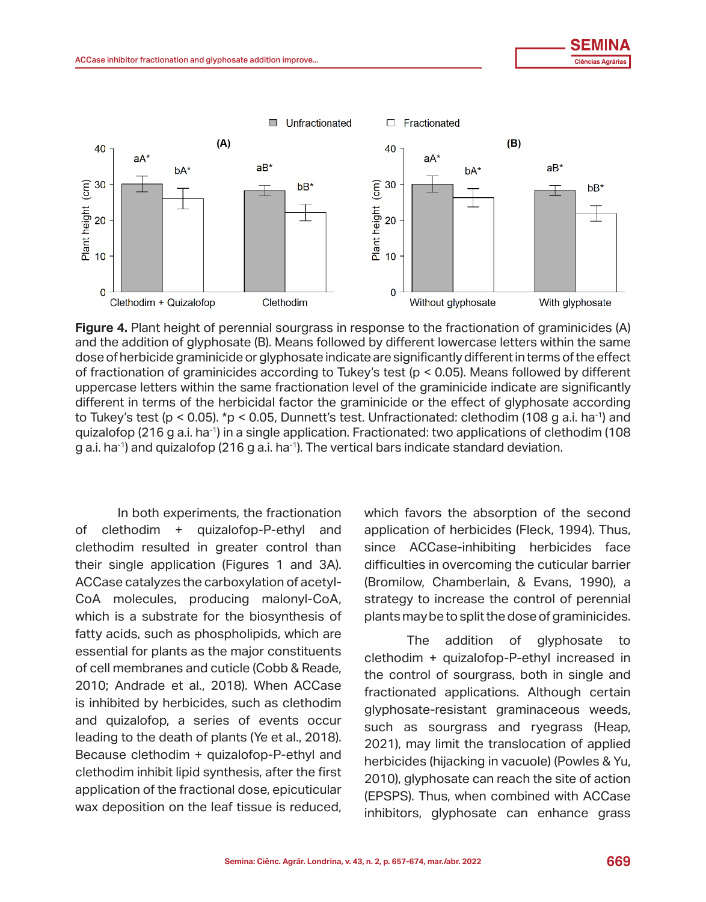**Figure 4.** Plant height of perennial sourgrass in response to the fractionation of graminicides (A) and the addition of glyphosate (B). Means followed by different lowercase letters within the same dose of herbicide graminicide or glyphosate indicate are significantly different in terms of the effect of fractionation of graminicides according to Tukey's test ($p < 0.05$). Means followed by different uppercase letters within the same fractionation level of the graminicide indicate are significantly different in terms of the herbicidal factor the graminicide or the effect of glyphosate according to Tukey's test ($p < 0.05$). *$p < 0.05$, Dunnett's test. Unfractionated: clethodim (108 g a.i. ha$^{-1}$) and quizalofop (216 g a.i. ha$^{-1}$) in a single application. Fractionated: two applications of clethodim (108 g a.i. ha$^{-1}$) and quizalofop (216 g a.i. ha$^{-1}$). The vertical bars indicate standard deviation.

In both experiments, the fractionation of clethodim + quizalofop-P-ethyl and clethodim resulted in greater control than their single application (Figures 1 and 3A). ACCase catalyzes the carboxylation of acetyl-CoA molecules, producing malonyl-CoA, which is a substrate for the biosynthesis of fatty acids, such as phospholipids, which are essential for plants as the major constituents of cell membranes and cuticle (Cobb & Reade, 2010; Andrade et al., 2018). When ACCase is inhibited by herbicides, such as clethodim and quizalofop, a series of events occur leading to the death of plants (Ye et al., 2018). Because clethodim + quizalofop-P-ethyl and clethodim inhibit lipid synthesis, after the first application of the fractional dose, epicuticular wax deposition on the leaf tissue is reduced, which favors the absorption of the second application of herbicides (Fleck, 1994). Thus, since ACCase-inhibiting herbicides face difficulties in overcoming the cuticular barrier (Bromilow, Chamberlain, & Evans, 1990), a strategy to increase the control of perennial plants may be to split the dose of graminicides.

The addition of glyphosate to clethodim + quizalofop-P-ethyl increased in the control of sourgrass, both in single and fractionated applications. Although certain glyphosate-resistant graminaceous weeds, such as sourgrass and ryegrass (Heap, 2021), may limit the translocation of applied herbicides (hijacking in vacuole) (Powles & Yu, 2010), glyphosate can reach the site of action (EPSPS). Thus, when combined with ACCase inhibitors, glyphosate can enhance grass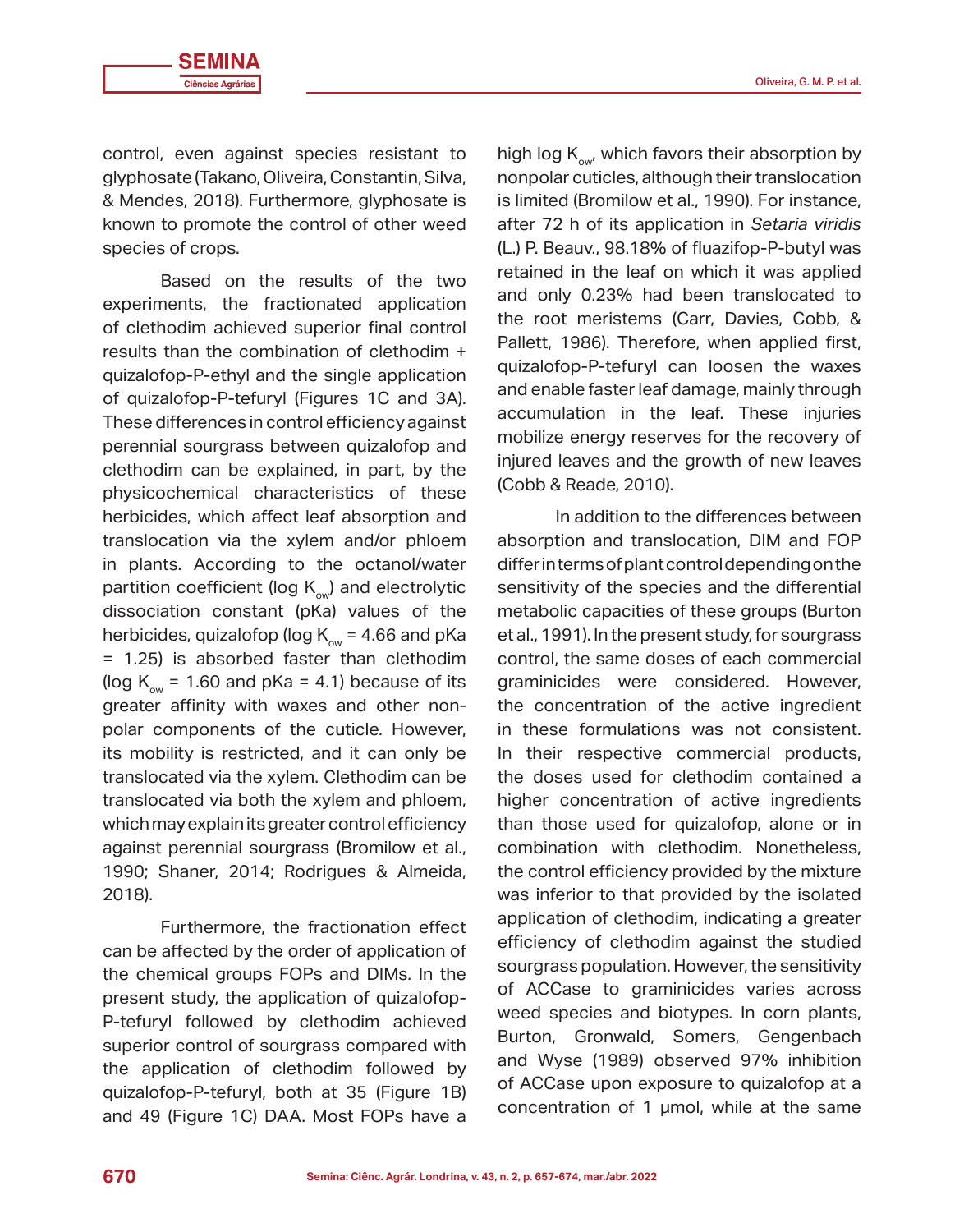control, even against species resistant to glyphosate (Takano, Oliveira, Constantin, Silva, & Mendes, 2018). Furthermore, glyphosate is known to promote the control of other weed species of crops.

Based on the results of the two experiments, the fractionated application of clethodim achieved superior final control results than the combination of clethodim + quizalofop-P-ethyl and the single application of quizalofop-P-tefuryl (Figures 1C and 3A). These differences in control efficiency against perennial sourgrass between quizalofop and clethodim can be explained, in part, by the physicochemical characteristics of these herbicides, which affect leaf absorption and translocation via the xylem and/or phloem in plants. According to the octanol/water partition coefficient (log $K_{ow}$) and electrolytic dissociation constant (pKa) values of the herbicides, quizalofop (log $K_{ow}$ = 4.66 and pKa = 1.25) is absorbed faster than clethodim (log $K_{ow}$ = 1.60 and pKa = 4.1) because of its greater affinity with waxes and other non-polar components of the cuticle. However, its mobility is restricted, and it can only be translocated via the xylem. Clethodim can be translocated via both the xylem and phloem, which may explain its greater control efficiency against perennial sourgrass (Bromilow et al., 1990; Shaner, 2014; Rodrigues & Almeida, 2018).

Furthermore, the fractionation effect can be affected by the order of application of the chemical groups FOPs and DIMs. In the present study, the application of quizalofop-P-tefuryl followed by clethodim achieved superior control of sourgrass compared with the application of clethodim followed by quizalofop-P-tefuryl, both at 35 (Figure 1B) and 49 (Figure 1C) DAA. Most FOPs have a high log $K_{ow}$, which favors their absorption by nonpolar cuticles, although their translocation is limited (Bromilow et al., 1990). For instance, after 72 h of its application in *Setaria viridis* (L.) P. Beauv., 98.18% of fluazifop-P-butyl was retained in the leaf on which it was applied and only 0.23% had been translocated to the root meristems (Carr, Davies, Cobb, & Pallett, 1986). Therefore, when applied first, quizalofop-P-tefuryl can loosen the waxes and enable faster leaf damage, mainly through accumulation in the leaf. These injuries mobilize energy reserves for the recovery of injured leaves and the growth of new leaves (Cobb & Reade, 2010).

In addition to the differences between absorption and translocation, DIM and FOP differ in terms of plant control depending on the sensitivity of the species and the differential metabolic capacities of these groups (Burton et al., 1991). In the present study, for sourgrass control, the same doses of each commercial graminicides were considered. However, the concentration of the active ingredient in these formulations was not consistent. In their respective commercial products, the doses used for clethodim contained a higher concentration of active ingredients than those used for quizalofop, alone or in combination with clethodim. Nonetheless, the control efficiency provided by the mixture was inferior to that provided by the isolated application of clethodim, indicating a greater efficiency of clethodim against the studied sourgrass population. However, the sensitivity of ACCase to graminicides varies across weed species and biotypes. In corn plants, Burton, Gronwald, Somers, Gengenbach and Wyse (1989) observed 97% inhibition of ACCase upon exposure to quizalofop at a concentration of 1 µmol, while at the same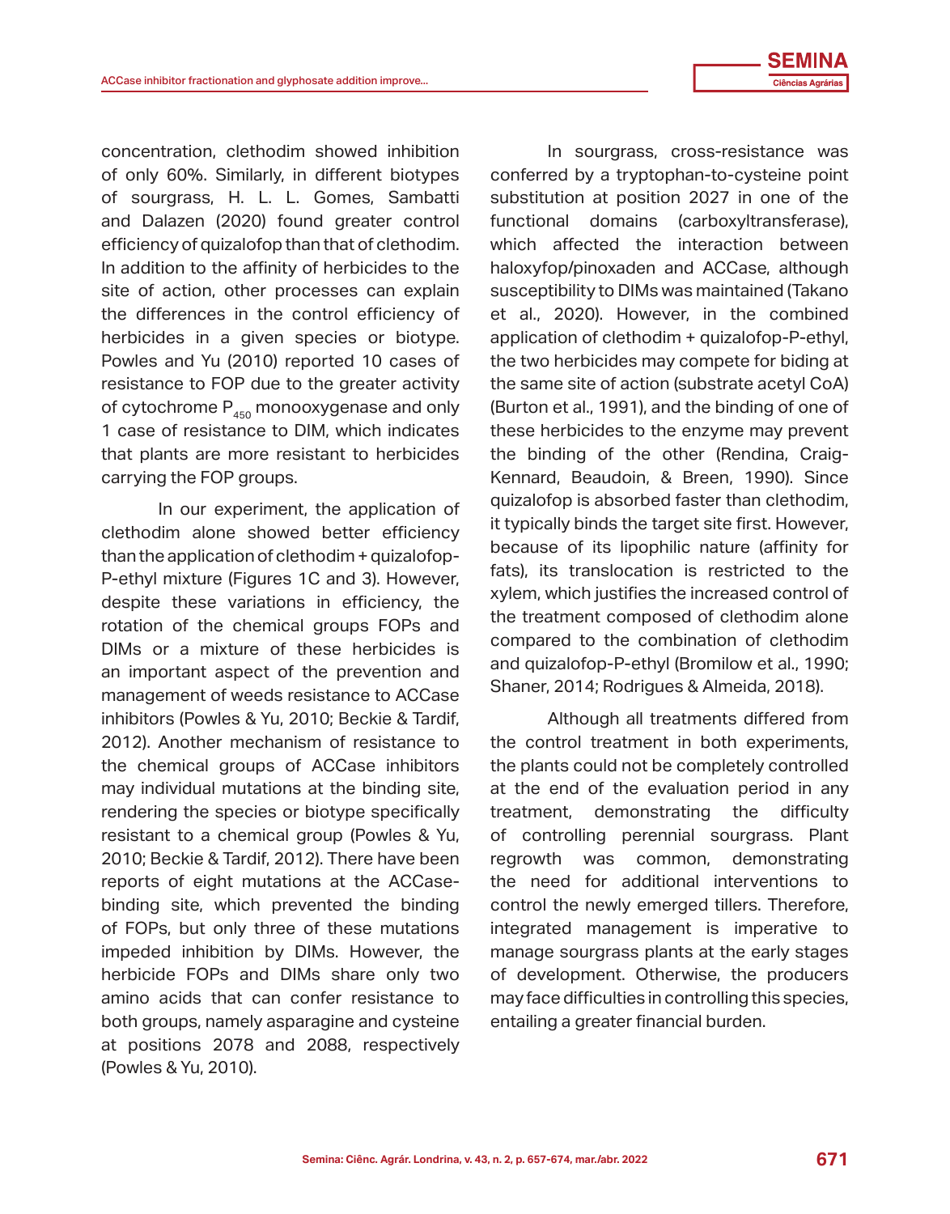concentration, clethodim showed inhibition of only 60%. Similarly, in different biotypes of sourgrass, H. L. L. Gomes, Sambatti and Dalazen (2020) found greater control efficiency of quizalofop than that of clethodim. In addition to the affinity of herbicides to the site of action, other processes can explain the differences in the control efficiency of herbicides in a given species or biotype. Powles and Yu (2010) reported 10 cases of resistance to FOP due to the greater activity of cytochrome $P_{450}$ monooxygenase and only 1 case of resistance to DIM, which indicates that plants are more resistant to herbicides carrying the FOP groups.

In our experiment, the application of clethodim alone showed better efficiency than the application of clethodim + quizalofop-P-ethyl mixture (Figures 1C and 3). However, despite these variations in efficiency, the rotation of the chemical groups FOPs and DIMs or a mixture of these herbicides is an important aspect of the prevention and management of weeds resistance to ACCase inhibitors (Powles & Yu, 2010; Beckie & Tardif, 2012). Another mechanism of resistance to the chemical groups of ACCase inhibitors may individual mutations at the binding site, rendering the species or biotype specifically resistant to a chemical group (Powles & Yu, 2010; Beckie & Tardif, 2012). There have been reports of eight mutations at the ACCase-binding site, which prevented the binding of FOPs, but only three of these mutations impeded inhibition by DIMs. However, the herbicide FOPs and DIMs share only two amino acids that can confer resistance to both groups, namely asparagine and cysteine at positions 2078 and 2088, respectively (Powles & Yu, 2010).

In sourgrass, cross-resistance was conferred by a tryptophan-to-cysteine point substitution at position 2027 in one of the functional domains (carboxyltransferase), which affected the interaction between haloxyfop/pinoxaden and ACCase, although susceptibility to DIMs was maintained (Takano et al., 2020). However, in the combined application of clethodim + quizalofop-P-ethyl, the two herbicides may compete for biding at the same site of action (substrate acetyl CoA) (Burton et al., 1991), and the binding of one of these herbicides to the enzyme may prevent the binding of the other (Rendina, Craig-Kennard, Beaudoin, & Breen, 1990). Since quizalofop is absorbed faster than clethodim, it typically binds the target site first. However, because of its lipophilic nature (affinity for fats), its translocation is restricted to the xylem, which justifies the increased control of the treatment composed of clethodim alone compared to the combination of clethodim and quizalofop-P-ethyl (Bromilow et al., 1990; Shaner, 2014; Rodrigues & Almeida, 2018).

Although all treatments differed from the control treatment in both experiments, the plants could not be completely controlled at the end of the evaluation period in any treatment, demonstrating the difficulty of controlling perennial sourgrass. Plant regrowth was common, demonstrating the need for additional interventions to control the newly emerged tillers. Therefore, integrated management is imperative to manage sourgrass plants at the early stages of development. Otherwise, the producers may face difficulties in controlling this species, entailing a greater financial burden.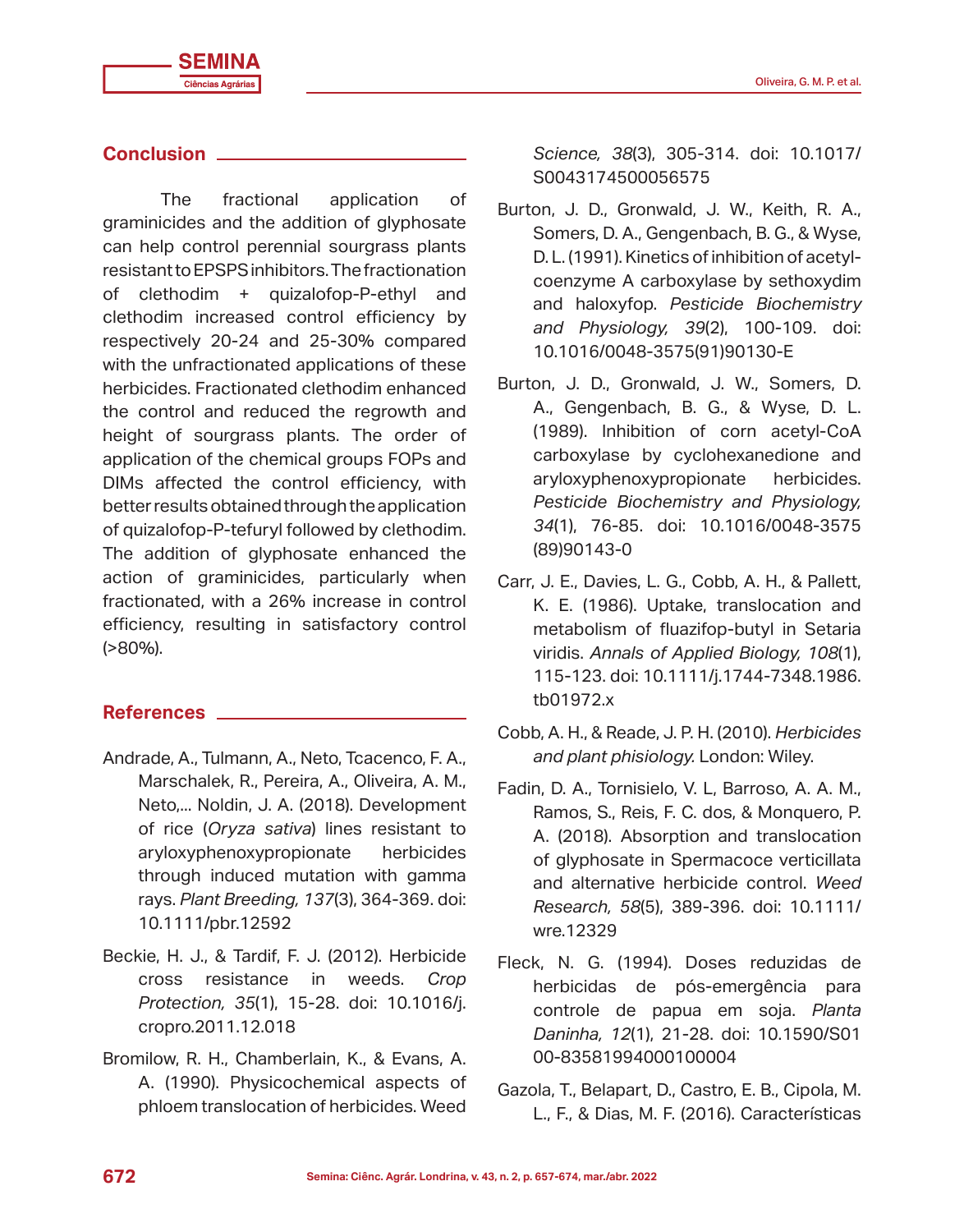## Conclusion

The fractional application of graminicides and the addition of glyphosate can help control perennial sourgrass plants resistant to EPSPS inhibitors. The fractionation of clethodim + quizalofop-P-ethyl and clethodim increased control efficiency by respectively 20-24 and 25-30% compared with the unfractionated applications of these herbicides. Fractionated clethodim enhanced the control and reduced the regrowth and height of sourgrass plants. The order of application of the chemical groups FOPs and DIMs affected the control efficiency, with better results obtained through the application of quizalofop-P-tefuryl followed by clethodim. The addition of glyphosate enhanced the action of graminicides, particularly when fractionated, with a 26% increase in control efficiency, resulting in satisfactory control (>80%).

## References

Andrade, A., Tulmann, A., Neto, Tcacenco, F. A., Marschalek, R., Pereira, A., Oliveira, A. M., Neto,... Noldin, J. A. (2018). Development of rice (*Oryza sativa*) lines resistant to aryloxyphenoxypropionate herbicides through induced mutation with gamma rays. *Plant Breeding, 137*(3), 364-369. doi: 10.1111/pbr.12592

Beckie, H. J., & Tardif, F. J. (2012). Herbicide cross resistance in weeds. *Crop Protection, 35*(1), 15-28. doi: 10.1016/j.cropro.2011.12.018

Bromilow, R. H., Chamberlain, K., & Evans, A. A. (1990). Physicochemical aspects of phloem translocation of herbicides. Weed *Science, 38*(3), 305-314. doi: 10.1017/S0043174500056575

Burton, J. D., Gronwald, J. W., Keith, R. A., Somers, D. A., Gengenbach, B. G., & Wyse, D. L. (1991). Kinetics of inhibition of acetyl-coenzyme A carboxylase by sethoxydim and haloxyfop. *Pesticide Biochemistry and Physiology, 39*(2), 100-109. doi: 10.1016/0048-3575(91)90130-E

Burton, J. D., Gronwald, J. W., Somers, D. A., Gengenbach, B. G., & Wyse, D. L. (1989). Inhibition of corn acetyl-CoA carboxylase by cyclohexanedione and aryloxyphenoxypropionate herbicides. *Pesticide Biochemistry and Physiology, 34*(1), 76-85. doi: 10.1016/0048-3575(89)90143-0

Carr, J. E., Davies, L. G., Cobb, A. H., & Pallett, K. E. (1986). Uptake, translocation and metabolism of fluazifop-butyl in Setaria viridis. *Annals of Applied Biology, 108*(1), 115-123. doi: 10.1111/j.1744-7348.1986.tb01972.x

Cobb, A. H., & Reade, J. P. H. (2010). *Herbicides and plant phisiology.* London: Wiley.

Fadin, D. A., Tornisielo, V. L, Barroso, A. A. M., Ramos, S., Reis, F. C. dos, & Monquero, P. A. (2018). Absorption and translocation of glyphosate in Spermacoce verticillata and alternative herbicide control. *Weed Research, 58*(5), 389-396. doi: 10.1111/wre.12329

Fleck, N. G. (1994). Doses reduzidas de herbicidas de pós-emergência para controle de papua em soja. *Planta Daninha, 12*(1), 21-28. doi: 10.1590/S0100-83581994000100004

Gazola, T., Belapart, D., Castro, E. B., Cipola, M. L., F., & Dias, M. F. (2016). Características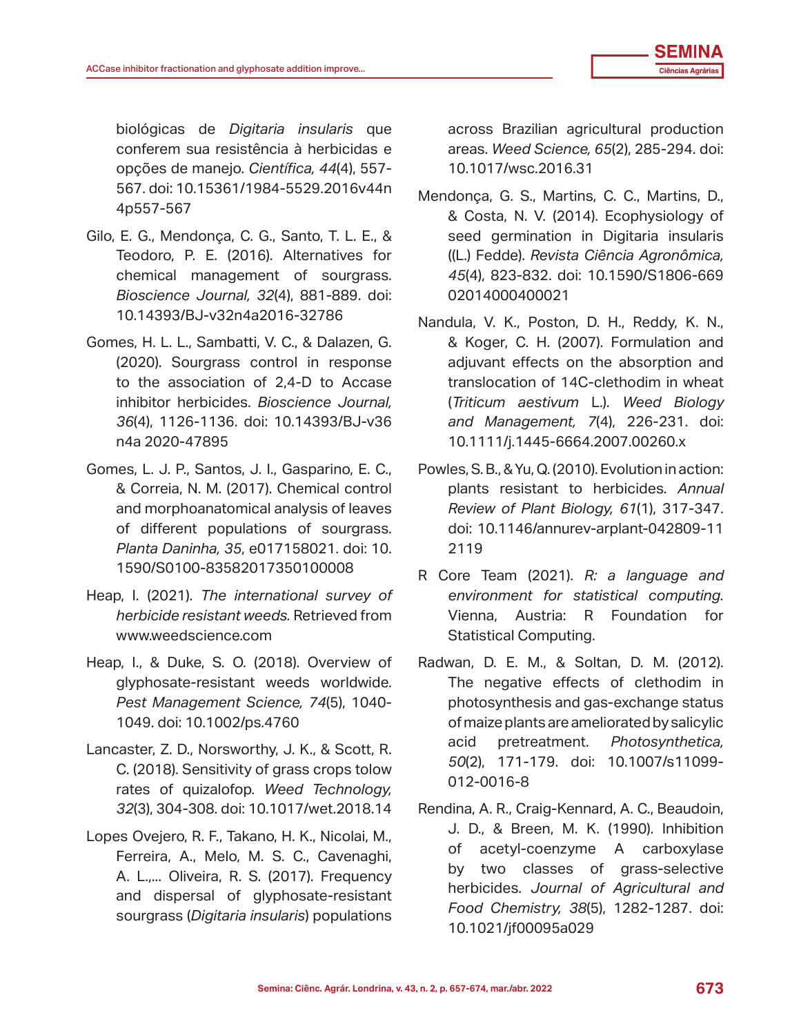biológicas de *Digitaria insularis* que conferem sua resistência à herbicidas e opções de manejo. *Científica, 44*(4), 557-567. doi: 10.15361/1984-5529.2016v44n4p557-567

Gilo, E. G., Mendonça, C. G., Santo, T. L. E., & Teodoro, P. E. (2016). Alternatives for chemical management of sourgrass. *Bioscience Journal, 32*(4), 881-889. doi: 10.14393/BJ-v32n4a2016-32786

Gomes, H. L. L., Sambatti, V. C., & Dalazen, G. (2020). Sourgrass control in response to the association of 2,4-D to Accase inhibitor herbicides. *Bioscience Journal, 36*(4), 1126-1136. doi: 10.14393/BJ-v36n4a 2020-47895

Gomes, L. J. P., Santos, J. I., Gasparino, E. C., & Correia, N. M. (2017). Chemical control and morphoanatomical analysis of leaves of different populations of sourgrass. *Planta Daninha, 35*, e017158021. doi: 10.1590/S0100-83582017350100008

Heap, I. (2021). *The international survey of herbicide resistant weeds.* Retrieved from www.weedscience.com

Heap, I., & Duke, S. O. (2018). Overview of glyphosate-resistant weeds worldwide. *Pest Management Science, 74*(5), 1040-1049. doi: 10.1002/ps.4760

Lancaster, Z. D., Norsworthy, J. K., & Scott, R. C. (2018). Sensitivity of grass crops tolow rates of quizalofop. *Weed Technology, 32*(3), 304-308. doi: 10.1017/wet.2018.14

Lopes Ovejero, R. F., Takano, H. K., Nicolai, M., Ferreira, A., Melo, M. S. C., Cavenaghi, A. L.,... Oliveira, R. S. (2017). Frequency and dispersal of glyphosate-resistant sourgrass (*Digitaria insularis*) populations across Brazilian agricultural production areas. *Weed Science, 65*(2), 285-294. doi: 10.1017/wsc.2016.31

Mendonça, G. S., Martins, C. C., Martins, D., & Costa, N. V. (2014). Ecophysiology of seed germination in Digitaria insularis ((L.) Fedde). *Revista Ciência Agronômica, 45*(4), 823-832. doi: 10.1590/S1806-66902014000400021

Nandula, V. K., Poston, D. H., Reddy, K. N., & Koger, C. H. (2007). Formulation and adjuvant effects on the absorption and translocation of 14C-clethodim in wheat (*Triticum aestivum* L.). *Weed Biology and Management, 7*(4), 226-231. doi: 10.1111/j.1445-6664.2007.00260.x

Powles, S. B., & Yu, Q. (2010). Evolution in action: plants resistant to herbicides. *Annual Review of Plant Biology, 61*(1), 317-347. doi: 10.1146/annurev-arplant-042809-112119

R Core Team (2021). *R: a language and environment for statistical computing.* Vienna, Austria: R Foundation for Statistical Computing.

Radwan, D. E. M., & Soltan, D. M. (2012). The negative effects of clethodim in photosynthesis and gas-exchange status of maize plants are ameliorated by salicylic acid pretreatment. *Photosynthetica, 50*(2), 171-179. doi: 10.1007/s11099-012-0016-8

Rendina, A. R., Craig-Kennard, A. C., Beaudoin, J. D., & Breen, M. K. (1990). Inhibition of acetyl-coenzyme A carboxylase by two classes of grass-selective herbicides. *Journal of Agricultural and Food Chemistry, 38*(5), 1282-1287. doi: 10.1021/jf00095a029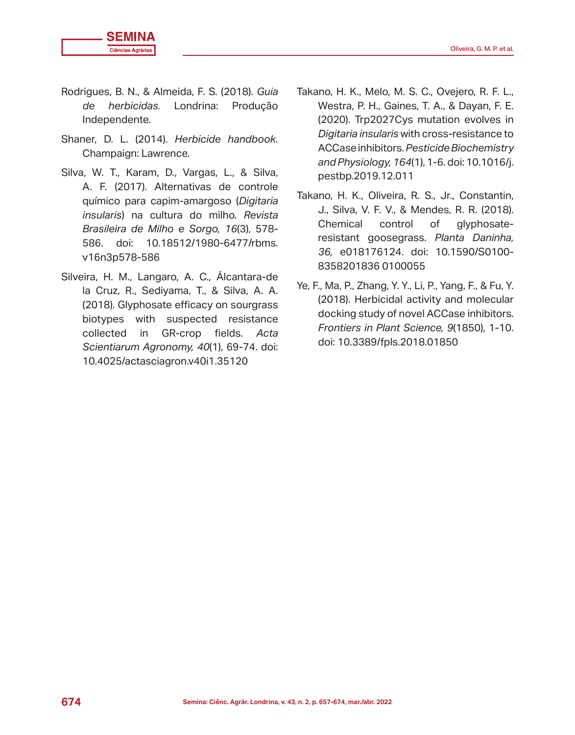Rodrigues, B. N., & Almeida, F. S. (2018). *Guia de herbicidas.* Londrina: Produção Independente.

Shaner, D. L. (2014). *Herbicide handbook.* Champaign: Lawrence.

Silva, W. T., Karam, D., Vargas, L., & Silva, A. F. (2017). Alternativas de controle químico para capim-amargoso (*Digitaria insularis*) na cultura do milho. *Revista Brasileira de Milho e Sorgo, 16*(3), 578-586. doi: 10.18512/1980-6477/rbms.v16n3p578-586

Silveira, H. M., Langaro, A. C., Álcantara-de la Cruz, R., Sediyama, T., & Silva, A. A. (2018). Glyphosate efficacy on sourgrass biotypes with suspected resistance collected in GR-crop fields. *Acta Scientiarum Agronomy, 40*(1), 69-74. doi: 10.4025/actasciagron.v40i1.35120

Takano, H. K., Melo, M. S. C., Ovejero, R. F. L., Westra, P. H., Gaines, T. A., & Dayan, F. E. (2020). Trp2027Cys mutation evolves in *Digitaria insularis* with cross-resistance to ACCase inhibitors. *Pesticide Biochemistry and Physiology, 164*(1), 1-6. doi: 10.1016/j.pestbp.2019.12.011

Takano, H. K., Oliveira, R. S., Jr., Constantin, J., Silva, V. F. V., & Mendes, R. R. (2018). Chemical control of glyphosate-resistant goosegrass. *Planta Daninha, 36,* e018176124. doi: 10.1590/S0100-8358201836 0100055

Ye, F., Ma, P., Zhang, Y. Y., Li, P., Yang, F., & Fu, Y. (2018). Herbicidal activity and molecular docking study of novel ACCase inhibitors. *Frontiers in Plant Science, 9*(1850), 1-10. doi: 10.3389/fpls.2018.01850